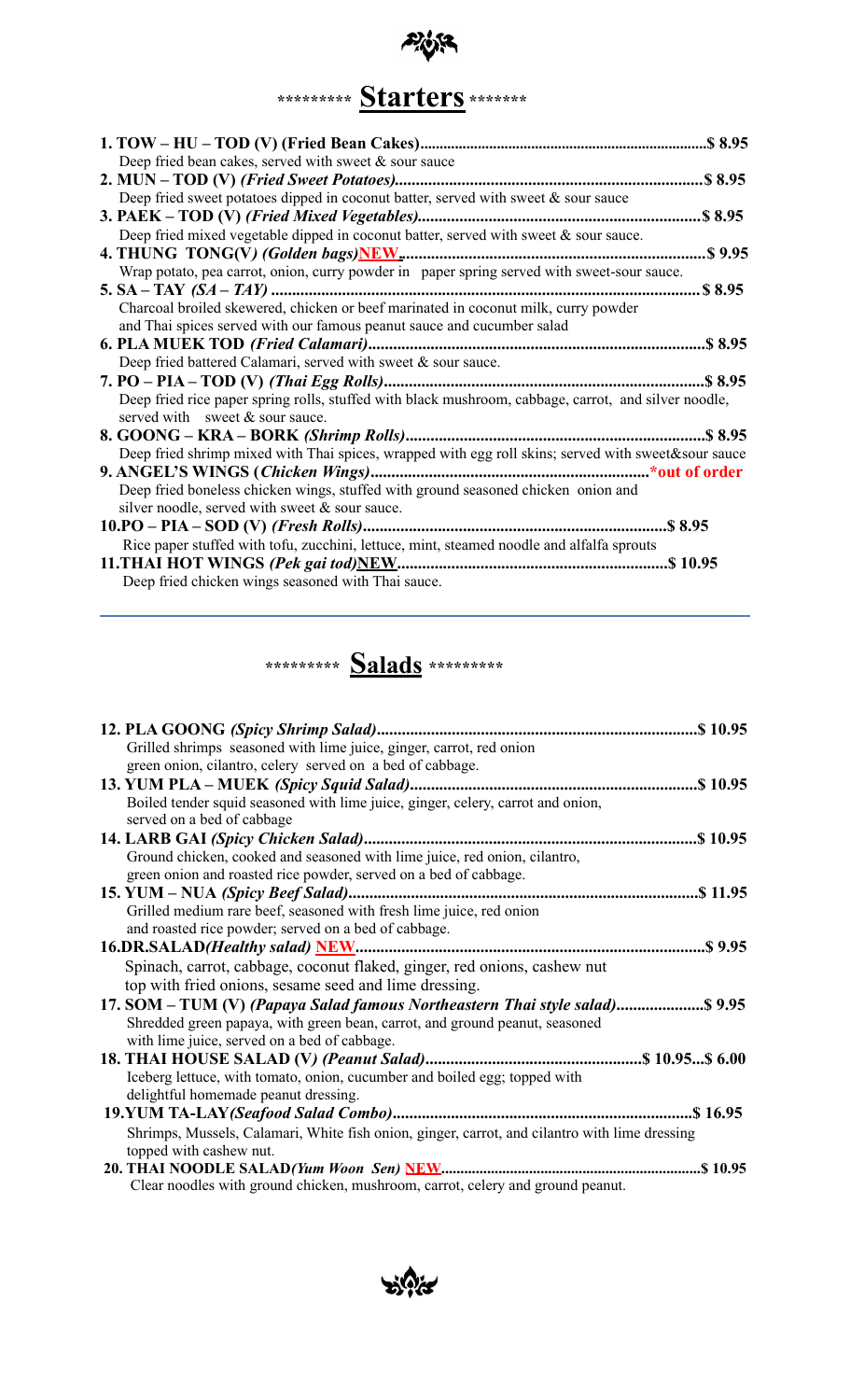## ********* Starters *******

**1. TOW – HU – TOD (V) (Fried Bean Cakes)........................................................................$ 8.95**
Deep fried bean cakes, served with sweet & sour sauce

**2. MUN – TOD (V) *(Fried Sweet Potatoes)*.........................................................................$ 8.95**
Deep fried sweet potatoes dipped in coconut batter, served with sweet & sour sauce

**3. PAEK – TOD (V) *(Fried Mixed Vegetables)*...................................................................$ 8.95**
Deep fried mixed vegetable dipped in coconut batter, served with sweet & sour sauce.

**4. THUNG TONG(V*) (Golden bags)*NEW.........................................................................$ 9.95**
Wrap potato, pea carrot, onion, curry powder in paper spring served with sweet-sour sauce.

**5. SA – TAY *(SA – TAY)* ......................................................................................................$ 8.95**
Charcoal broiled skewered, chicken or beef marinated in coconut milk, curry powder and Thai spices served with our famous peanut sauce and cucumber salad

**6. PLA MUEK TOD *(Fried Calamari)*................................................................................$ 8.95**
Deep fried battered Calamari, served with sweet & sour sauce.

**7. PO – PIA – TOD (V) *(Thai Egg Rolls)*............................................................................$ 8.95**
Deep fried rice paper spring rolls, stuffed with black mushroom, cabbage, carrot, and silver noodle, served with sweet & sour sauce.

**8. GOONG – KRA – BORK *(Shrimp Rolls)*.......................................................................$ 8.95**
Deep fried shrimp mixed with Thai spices, wrapped with egg roll skins; served with sweet&sour sauce

**9. ANGEL'S WINGS (*Chicken Wings)*..................................................................*out of order**
Deep fried boneless chicken wings, stuffed with ground seasoned chicken onion and silver noodle, served with sweet & sour sauce.

**10.PO – PIA – SOD (V) *(Fresh Rolls)*.......................................................................$ 8.95**
Rice paper stuffed with tofu, zucchini, lettuce, mint, steamed noodle and alfalfa sprouts

**11.THAI HOT WINGS *(Pek gai tod)*NEW...............................................................$ 10.95**
Deep fried chicken wings seasoned with Thai sauce.

## ********* Salads *********

**12. PLA GOONG *(Spicy Shrimp Salad)*............................................................................$ 10.95**
Grilled shrimps seasoned with lime juice, ginger, carrot, red onion green onion, cilantro, celery served on a bed of cabbage.

**13. YUM PLA – MUEK *(Spicy Squid Salad)*....................................................................$ 10.95**
Boiled tender squid seasoned with lime juice, ginger, celery, carrot and onion, served on a bed of cabbage

**14. LARB GAI *(Spicy Chicken Salad)*...............................................................................$ 10.95**
Ground chicken, cooked and seasoned with lime juice, red onion, cilantro, green onion and roasted rice powder, served on a bed of cabbage.

**15. YUM – NUA *(Spicy Beef Salad)*...................................................................................$ 11.95**
Grilled medium rare beef, seasoned with fresh lime juice, red onion and roasted rice powder; served on a bed of cabbage.

**16.DR.SALAD*(Healthy salad)* NEW...................................................................................$ 9.95**
Spinach, carrot, cabbage, coconut flaked, ginger, red onions, cashew nut top with fried onions, sesame seed and lime dressing.

**17. SOM – TUM (V) *(Papaya Salad famous Northeastern Thai style salad)*.....................$ 9.95**
Shredded green papaya, with green bean, carrot, and ground peanut, seasoned with lime juice, served on a bed of cabbage.

**18. THAI HOUSE SALAD (V*) (Peanut Salad)*...................................................$ 10.95...$ 6.00**
Iceberg lettuce, with tomato, onion, cucumber and boiled egg; topped with delightful homemade peanut dressing.

**19.YUM TA-LAY*(Seafood Salad Combo)*.......................................................................$ 16.95**
Shrimps, Mussels, Calamari, White fish onion, ginger, carrot, and cilantro with lime dressing topped with cashew nut.

**20. THAI NOODLE SALAD*(Yum Woon Sen)* NEW.................................................................$ 10.95**
Clear noodles with ground chicken, mushroom, carrot, celery and ground peanut.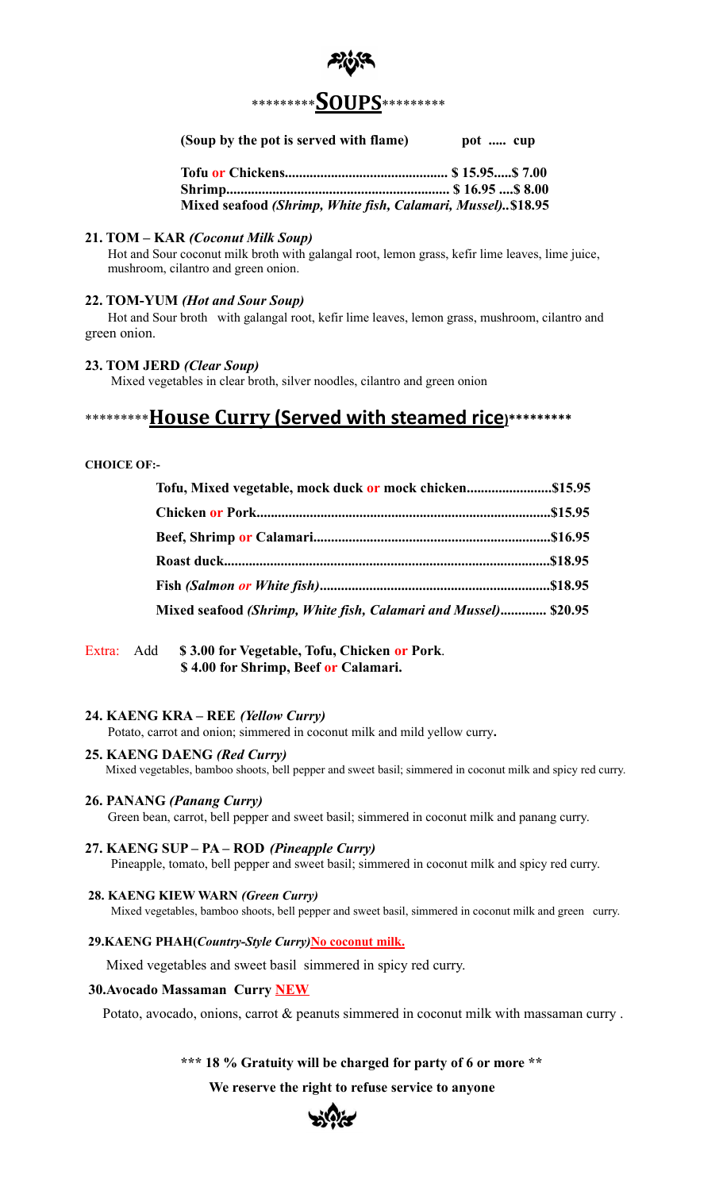## *********SOUPS*********

**(Soup by the pot is served with flame)** **pot ..... cup**

**Tofu or Chickens............................................. $ 15.95.....$ 7.00**
**Shrimp............................................................. $ 16.95 ....$ 8.00**
**Mixed seafood *(Shrimp, White fish, Calamari, Mussel)*..$18.95**

**21. TOM – KAR *(Coconut Milk Soup)***
Hot and Sour coconut milk broth with galangal root, lemon grass, kefir lime leaves, lime juice, mushroom, cilantro and green onion.

**22. TOM-YUM *(Hot and Sour Soup)***
Hot and Sour broth with galangal root, kefir lime leaves, lemon grass, mushroom, cilantro and green onion.

**23. TOM JERD *(Clear Soup)***
Mixed vegetables in clear broth, silver noodles, cilantro and green onion

## *********House Curry (Served with steamed rice)*********

**CHOICE OF:-**

**Tofu, Mixed vegetable, mock duck or mock chicken........................$15.95**
**Chicken or Pork..................................................................................$15.95**
**Beef, Shrimp or Calamari...................................................................$16.95**
**Roast duck............................................................................................$18.95**
**Fish *(Salmon or White fish)*.................................................................$18.95**
**Mixed seafood *(Shrimp, White fish, Calamari and Mussel)*............. $20.95**

Extra: Add **$ 3.00 for Vegetable, Tofu, Chicken or Pork**.
**$ 4.00 for Shrimp, Beef or Calamari.**

**24. KAENG KRA – REE *(Yellow Curry)***
Potato, carrot and onion; simmered in coconut milk and mild yellow curry**.**

**25. KAENG DAENG *(Red Curry)***
Mixed vegetables, bamboo shoots, bell pepper and sweet basil; simmered in coconut milk and spicy red curry.

**26. PANANG *(Panang Curry)***
Green bean, carrot, bell pepper and sweet basil; simmered in coconut milk and panang curry.

**27. KAENG SUP – PA – ROD *(Pineapple Curry)***
Pineapple, tomato, bell pepper and sweet basil; simmered in coconut milk and spicy red curry.

**28. KAENG KIEW WARN *(Green Curry)***
Mixed vegetables, bamboo shoots, bell pepper and sweet basil, simmered in coconut milk and green curry.

**29.KAENG PHAH(*Country-Style Curry*)No coconut milk.**

Mixed vegetables and sweet basil simmered in spicy red curry.

**30.Avocado Massaman Curry NEW**

Potato, avocado, onions, carrot & peanuts simmered in coconut milk with massaman curry .

**\*\*\* 18 % Gratuity will be charged for party of 6 or more \*\***

**We reserve the right to refuse service to anyone**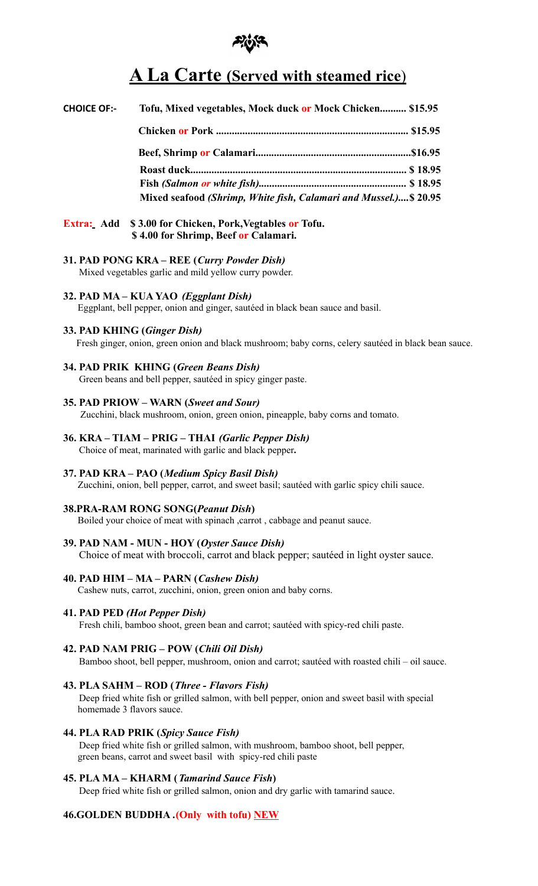# A La Carte (Served with steamed rice)

| CHOICE OF:- | | |
|---|---|---|
| | Tofu, Mixed vegetables, Mock duck or Mock Chicken.......... | $15.95 |
| | Chicken or Pork ........................................................................ | $15.95 |
| | Beef, Shrimp or Calamari.......................................................... | $16.95 |
| | Roast duck.................................................................................. | $ 18.95 |
| | Fish *(Salmon or white fish)*...................................................... | $ 18.95 |
| | Mixed seafood *(Shrimp, White fish, Calamari and Mussel.)*.... | $ 20.95 |

**Extra: Add $ 3.00 for Chicken, Pork, Vegtables or Tofu.**
**$ 4.00 for Shrimp, Beef or Calamari.**

**31. PAD PONG KRA – REE (*Curry Powder Dish*)**
Mixed vegetables garlic and mild yellow curry powder.

**32. PAD MA – KUA YAO *(Eggplant Dish)***
Eggplant, bell pepper, onion and ginger, sautéed in black bean sauce and basil.

**33. PAD KHING (*Ginger Dish*)**
Fresh ginger, onion, green onion and black mushroom; baby corns, celery sautéed in black bean sauce.

**34. PAD PRIK KHING (*Green Beans Dish*)**
Green beans and bell pepper, sautéed in spicy ginger paste.

**35. PAD PRIOW – WARN (*Sweet and Sour*)**
Zucchini, black mushroom, onion, green onion, pineapple, baby corns and tomato.

**36. KRA – TIAM – PRIG – THAI *(Garlic Pepper Dish)***
Choice of meat, marinated with garlic and black pepper**.**

**37. PAD KRA – PAO (*Medium Spicy Basil Dish*)**
Zucchini, onion, bell pepper, carrot, and sweet basil; sautéed with garlic spicy chili sauce.

**38.PRA-RAM RONG SONG(*Peanut Dish*)**
Boiled your choice of meat with spinach ,carrot , cabbage and peanut sauce.

**39. PAD NAM - MUN - HOY (*Oyster Sauce Dish)***
Choice of meat with broccoli, carrot and black pepper; sautéed in light oyster sauce.

**40. PAD HIM – MA – PARN (*Cashew Dish)***
Cashew nuts, carrot, zucchini, onion, green onion and baby corns.

**41. PAD PED *(Hot Pepper Dish)***
Fresh chili, bamboo shoot, green bean and carrot; sautéed with spicy-red chili paste.

**42. PAD NAM PRIG – POW (*Chili Oil Dish)***
Bamboo shoot, bell pepper, mushroom, onion and carrot; sautéed with roasted chili – oil sauce.

**43. PLA SAHM – ROD (*Three - Flavors Fish)***
Deep fried white fish or grilled salmon, with bell pepper, onion and sweet basil with special homemade 3 flavors sauce.

**44. PLA RAD PRIK (*Spicy Sauce Fish)***
Deep fried white fish or grilled salmon, with mushroom, bamboo shoot, bell pepper, green beans, carrot and sweet basil with spicy-red chili paste

**45. PLA MA – KHARM (*Tamarind Sauce Fish*)**
Deep fried white fish or grilled salmon, onion and dry garlic with tamarind sauce.

**46.GOLDEN BUDDHA .(Only with tofu) NEW**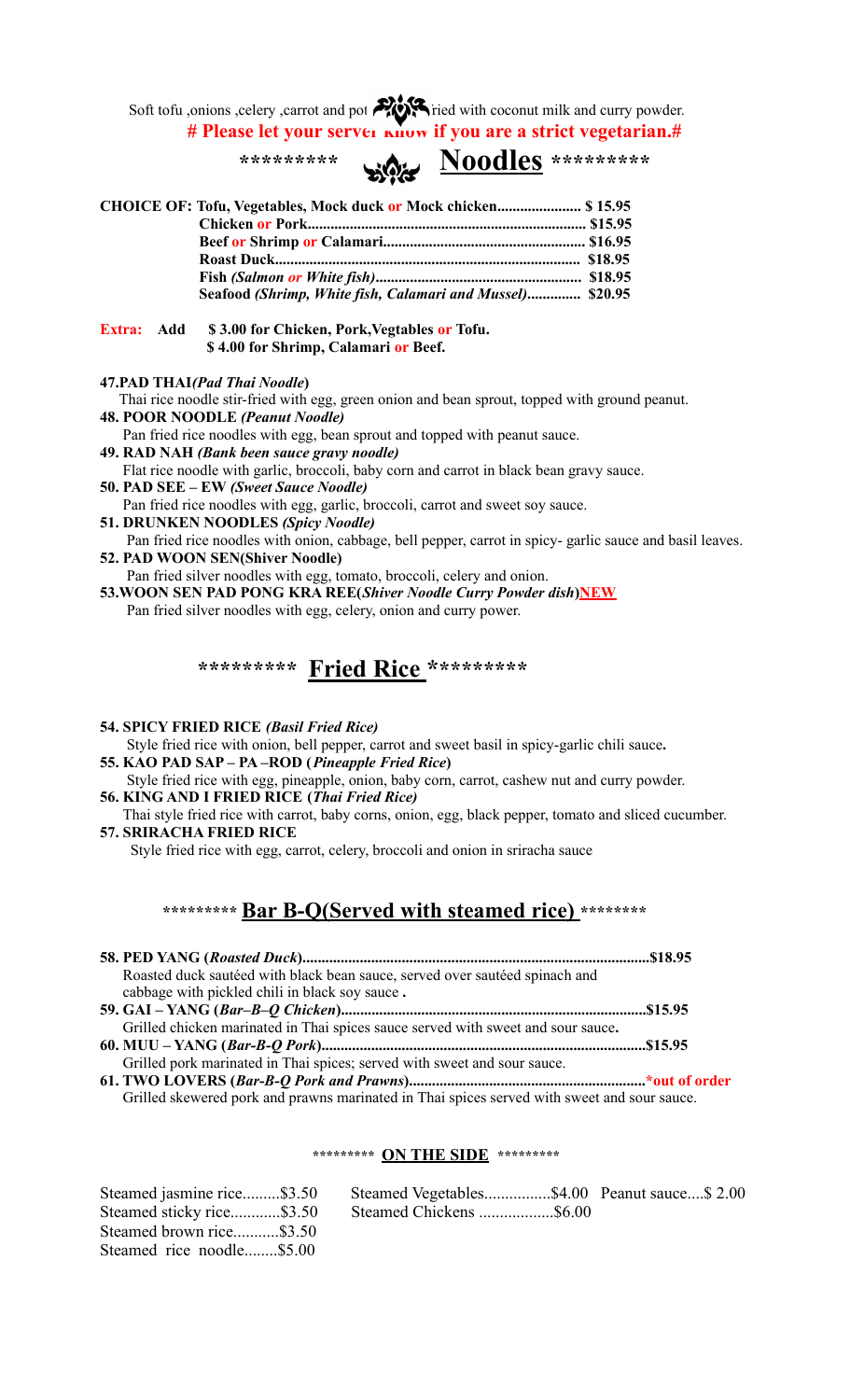Soft tofu ,onions ,celery ,carrot and pot ried with coconut milk and curry powder.

**# Please let your server know if you are a strict vegetarian.#**

## ********* Noodles *********

**CHOICE OF: Tofu, Vegetables, Mock duck or Mock chicken...................... $ 15.95**
**Chicken or Pork........................................................................ $15.95**
**Beef or Shrimp or Calamari..................................................... $16.95**
**Roast Duck................................................................................ $18.95**
**Fish *(Salmon or White fish)*..................................................... $18.95**
**Seafood *(Shrimp, White fish, Calamari and Mussel)*.............. $20.95**

**Extra: Add $ 3.00 for Chicken, Pork,Vegtables or Tofu.**
**$ 4.00 for Shrimp, Calamari or Beef.**

**47.PAD THAI*(Pad Thai Noodle*)**
Thai rice noodle stir-fried with egg, green onion and bean sprout, topped with ground peanut.

**48. POOR NOODLE *(Peanut Noodle)***
Pan fried rice noodles with egg, bean sprout and topped with peanut sauce.

**49. RAD NAH *(Bank been sauce gravy noodle)***
Flat rice noodle with garlic, broccoli, baby corn and carrot in black bean gravy sauce.

**50. PAD SEE – EW *(Sweet Sauce Noodle)***
Pan fried rice noodles with egg, garlic, broccoli, carrot and sweet soy sauce.

**51. DRUNKEN NOODLES *(Spicy Noodle)***
Pan fried rice noodles with onion, cabbage, bell pepper, carrot in spicy- garlic chile sauce and basil leaves.

**52. PAD WOON SEN(Shiver Noodle)**
Pan fried silver noodles with egg, tomato, broccoli, celery and onion.

**53.WOON SEN PAD PONG KRA REE(*Shiver Noodle Curry Powder dish*)NEW**
Pan fried silver noodles with egg, celery, onion and curry power.

## ********* Fried Rice *********

**54. SPICY FRIED RICE *(Basil Fried Rice)***
Style fried rice with onion, bell pepper, carrot and sweet basil in spicy-garlic chili sauce**.**

**55. KAO PAD SAP – PA –ROD (*Pineapple Fried Rice*)**
Style fried rice with egg, pineapple, onion, baby corn, carrot, cashew nut and curry powder.

**56. KING AND I FRIED RICE (*Thai Fried Rice*)**
Thai style fried rice with carrot, baby corns, onion, egg, black pepper, tomato and sliced cucumber.

**57. SRIRACHA FRIED RICE**
Style fried rice with egg, carrot, celery, broccoli and onion in sriracha sauce

## ********* Bar B-Q(Served with steamed rice) ********

**58. PED YANG (*Roasted Duck*).........................................................................................$18.95**
Roasted duck sautéed with black bean sauce, served over sautéed spinach and cabbage with pickled chili in black soy sauce **.**

**59. GAI – YANG (*Bar–B–Q Chicken*)..............................................................................$15.95**
Grilled chicken marinated in Thai spices sauce served with sweet and sour sauce**.**

**60. MUU – YANG (*Bar-B-Q Pork*)....................................................................................$15.95**
Grilled pork marinated in Thai spices; served with sweet and sour sauce.

**61. TWO LOVERS (*Bar-B-Q Pork and Prawns*).............................................................*out of order**
Grilled skewered pork and prawns marinated in Thai spices served with sweet and sour sauce.

### ********* ON THE SIDE *********

Steamed jasmine rice.........$3.50
Steamed sticky rice............$3.50
Steamed brown rice...........$3.50
Steamed rice noodle........$5.00
Steamed Vegetables................$4.00
Steamed Chickens ..................$6.00
Peanut sauce....$ 2.00